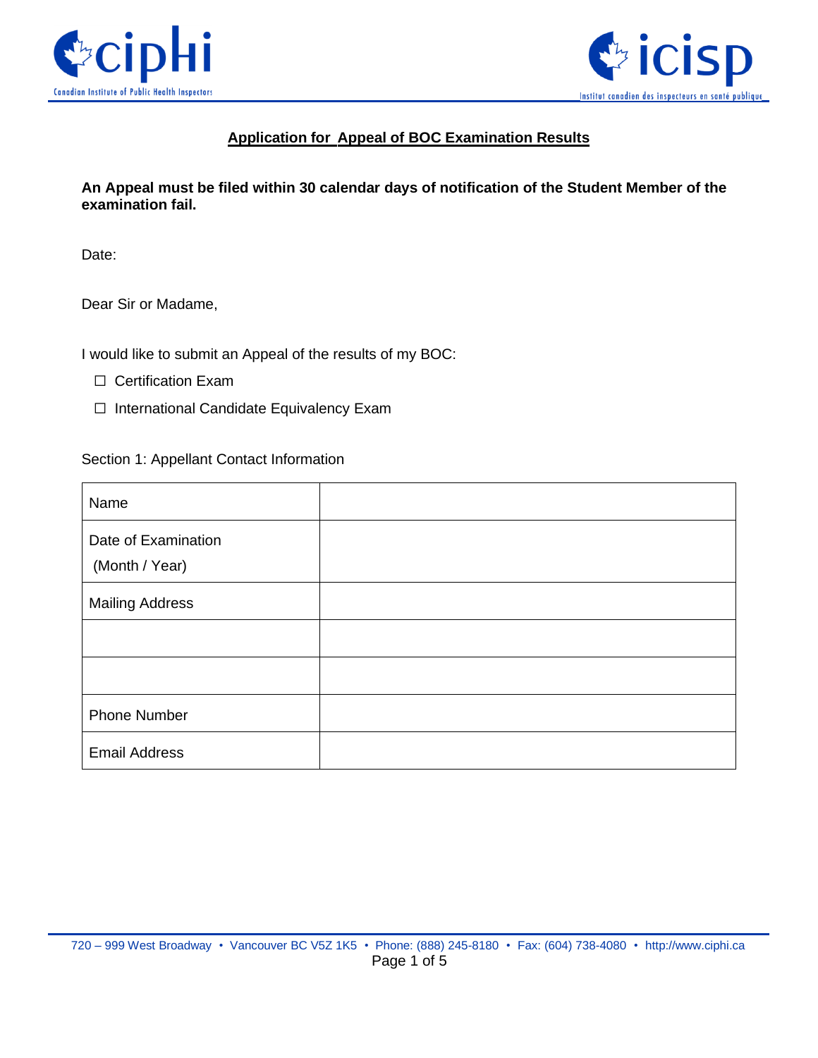## Application for Appeal of BOC Examination Results

**An Appeal must be filed within 30 calendar days of notification of the Student Member of the examination fail.**

Date:

Dear Sir or Madame,

I would like to submit an Appeal of the results of my BOC:

☐ Certification Exam

☐ International Candidate Equivalency Exam

Section 1: Appellant Contact Information

| | |
|---|---|
| Name | |
| Date of Examination (Month / Year) | |
| Mailing Address | |
| | |
| | |
| Phone Number | |
| Email Address | |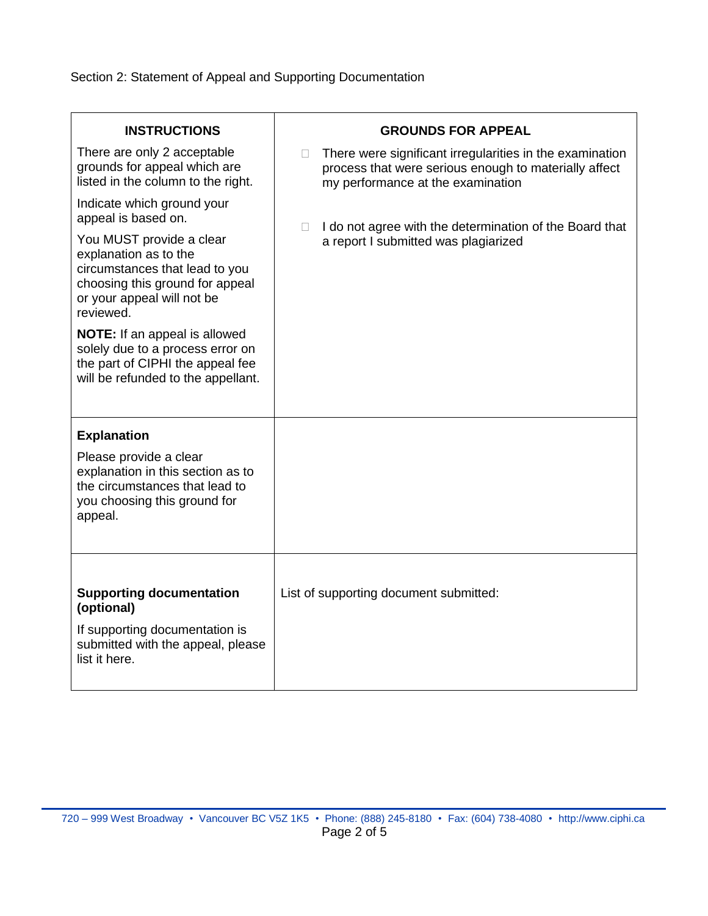Section 2: Statement of Appeal and Supporting Documentation

| **INSTRUCTIONS** | **GROUNDS FOR APPEAL** |
|---|---|
| There are only 2 acceptable grounds for appeal which are listed in the column to the right.<br><br>Indicate which ground your appeal is based on.<br><br>You MUST provide a clear explanation as to the circumstances that lead to you choosing this ground for appeal or your appeal will not be reviewed.<br><br>**NOTE:** If an appeal is allowed solely due to a process error on the part of CIPHI the appeal fee will be refunded to the appellant. | ☐ There were significant irregularities in the examination process that were serious enough to materially affect my performance at the examination<br><br>☐ I do not agree with the determination of the Board that a report I submitted was plagiarized |
| **Explanation**<br><br>Please provide a clear explanation in this section as to the circumstances that lead to you choosing this ground for appeal. | |
| **Supporting documentation (optional)**<br><br>If supporting documentation is submitted with the appeal, please list it here. | List of supporting document submitted: |

720 – 999 West Broadway • Vancouver BC V5Z 1K5 • Phone: (888) 245-8180 • Fax: (604) 738-4080 • http://www.ciphi.ca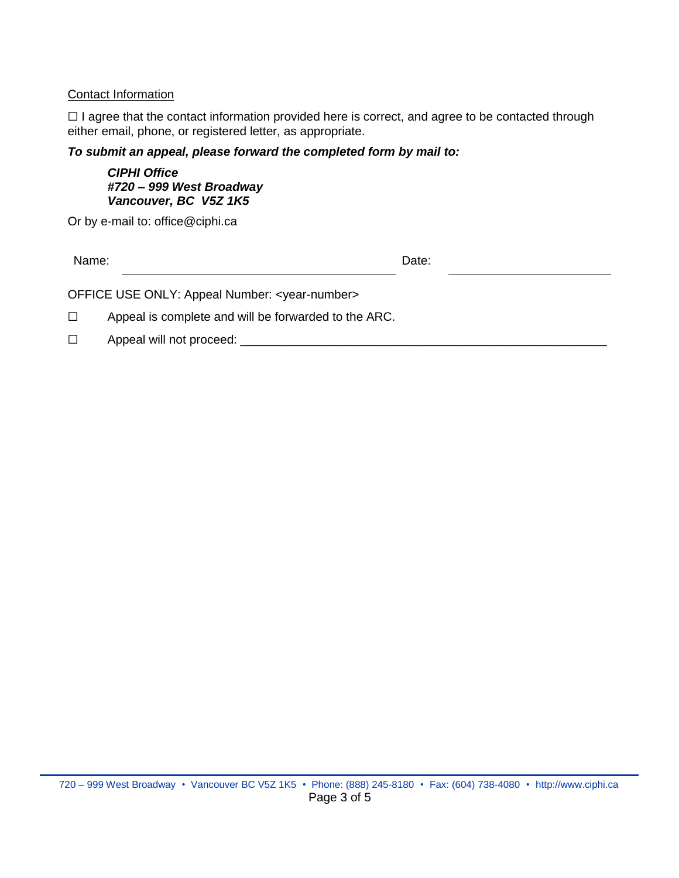Contact Information

☐ I agree that the contact information provided here is correct, and agree to be contacted through either email, phone, or registered letter, as appropriate.

***To submit an appeal, please forward the completed form by mail to:***

> ***CIPHI Office***
> ***#720 – 999 West Broadway***
> ***Vancouver, BC  V5Z 1K5***

Or by e-mail to: office@ciphi.ca

Name: ______________________________ Date: ____________________

OFFICE USE ONLY: Appeal Number: <year-number>

☐ Appeal is complete and will be forwarded to the ARC.

☐ Appeal will not proceed: ________________________________________________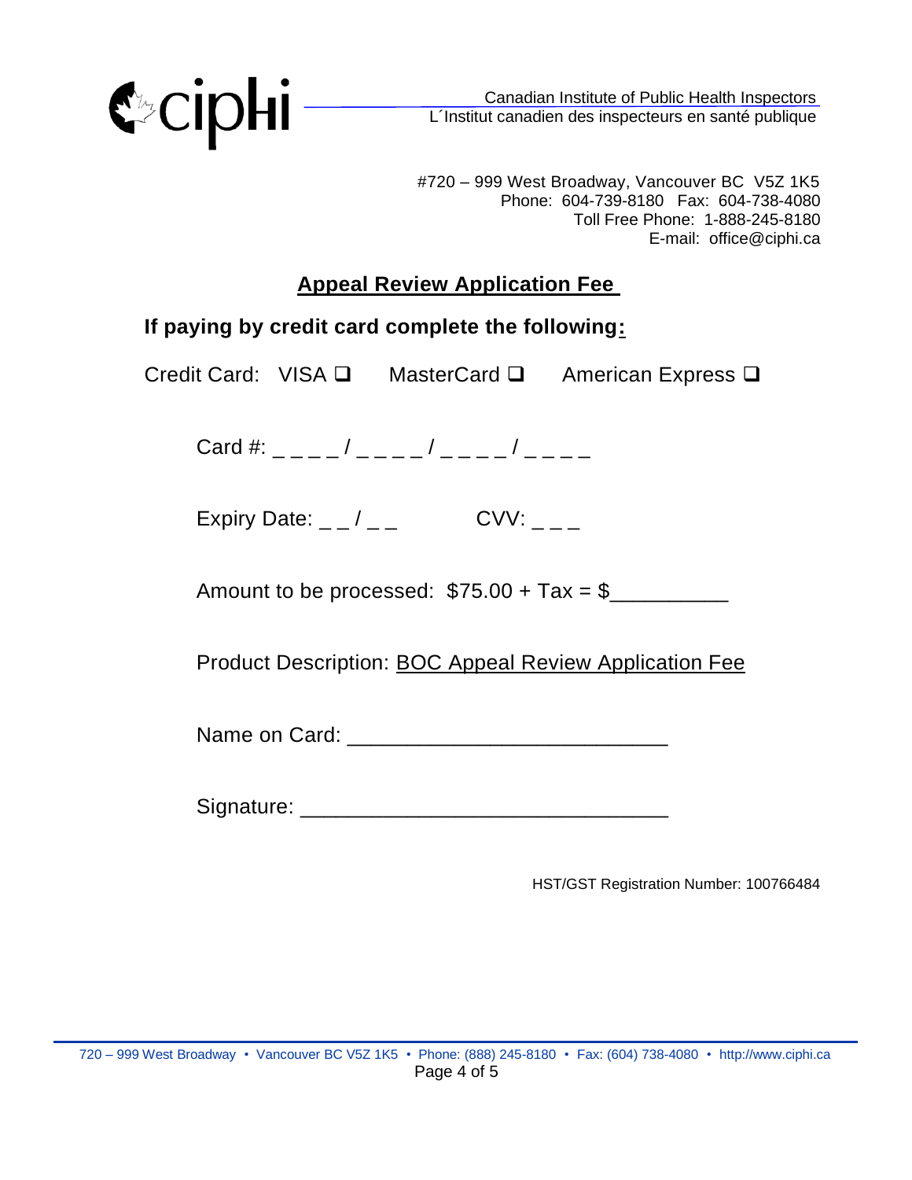Canadian Institute of Public Health Inspectors
L´Institut canadien des inspecteurs en santé publique

#720 – 999 West Broadway, Vancouver BC V5Z 1K5
Phone: 604-739-8180 Fax: 604-738-4080
Toll Free Phone: 1-888-245-8180
E-mail: office@ciphi.ca

## Appeal Review Application Fee

**If paying by credit card complete the following:**

Credit Card: VISA ☐ MasterCard ☐ American Express ☐

Card #: _ _ _ _ / _ _ _ _ / _ _ _ _ / _ _ _ _

Expiry Date: _ _ / _ _ CVV: _ _ _

Amount to be processed: $75.00 + Tax = $__________

Product Description: BOC Appeal Review Application Fee

Name on Card: ___________________________

Signature: _______________________________

HST/GST Registration Number: 100766484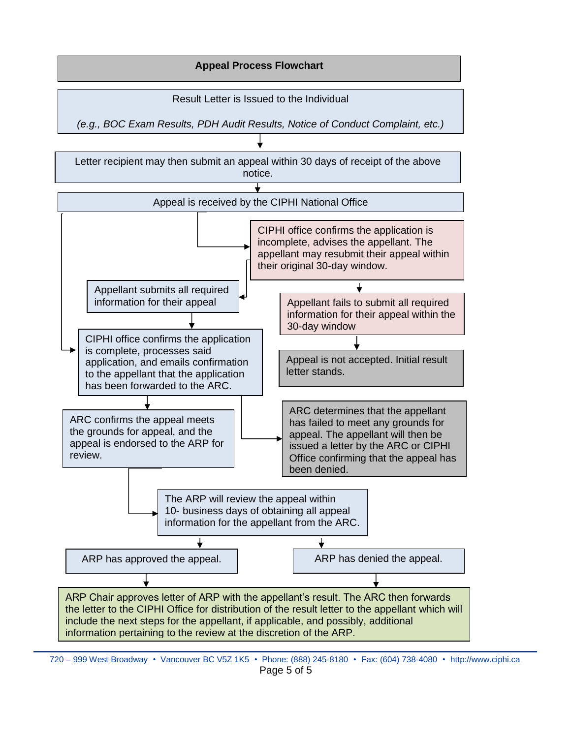## Appeal Process Flowchart

Result Letter is Issued to the Individual

*(e.g., BOC Exam Results, PDH Audit Results, Notice of Conduct Complaint, etc.)*

Letter recipient may then submit an appeal within 30 days of receipt of the above notice.

Appeal is received by the CIPHI National Office

CIPHI office confirms the application is incomplete, advises the appellant. The appellant may resubmit their appeal within their original 30-day window.

Appellant submits all required information for their appeal

Appellant fails to submit all required information for their appeal within the 30-day window

Appeal is not accepted. Initial result letter stands.

CIPHI office confirms the application is complete, processes said application, and emails confirmation to the appellant that the application has been forwarded to the ARC.

ARC confirms the appeal meets the grounds for appeal, and the appeal is endorsed to the ARP for review.

ARC determines that the appellant has failed to meet any grounds for appeal. The appellant will then be issued a letter by the ARC or CIPHI Office confirming that the appeal has been denied.

The ARP will review the appeal within 10- business days of obtaining all appeal information for the appellant from the ARC.

ARP has approved the appeal.

ARP has denied the appeal.

ARP Chair approves letter of ARP with the appellant's result. The ARC then forwards the letter to the CIPHI Office for distribution of the result letter to the appellant which will include the next steps for the appellant, if applicable, and possibly, additional information pertaining to the review at the discretion of the ARP.

720 – 999 West Broadway • Vancouver BC V5Z 1K5 • Phone: (888) 245-8180 • Fax: (604) 738-4080 • http://www.ciphi.ca